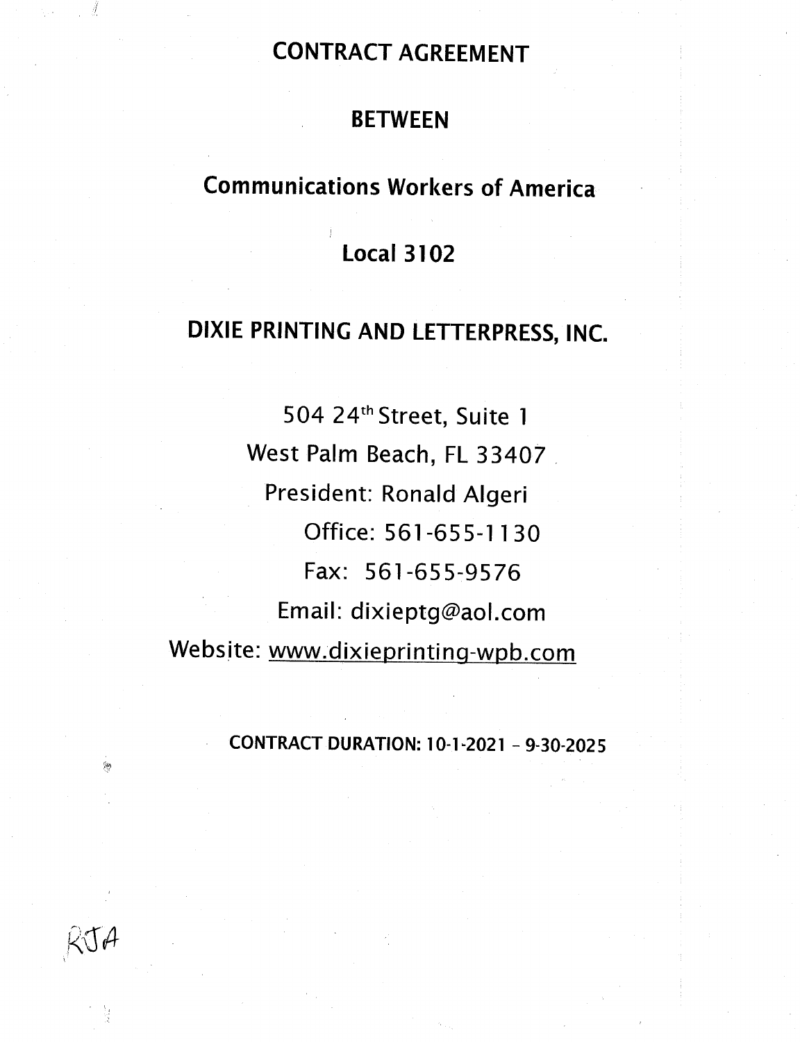# CONTRACT AGREEMENT

# BETWEEN

# Communications Workers of America

# Local 3102

# DIXIE PRINTING AND LETTERPRESS, INC.

504 24th Street, Suite 1
West Palm Beach, FL 33407
President: Ronald Algeri
Office: 561-655-1130
Fax: 561-655-9576
Email: dixieptg@aol.com
Website: www.dixieprinting-wpb.com

**CONTRACT DURATION: 10-1-2021 – 9-30-2025**

RJA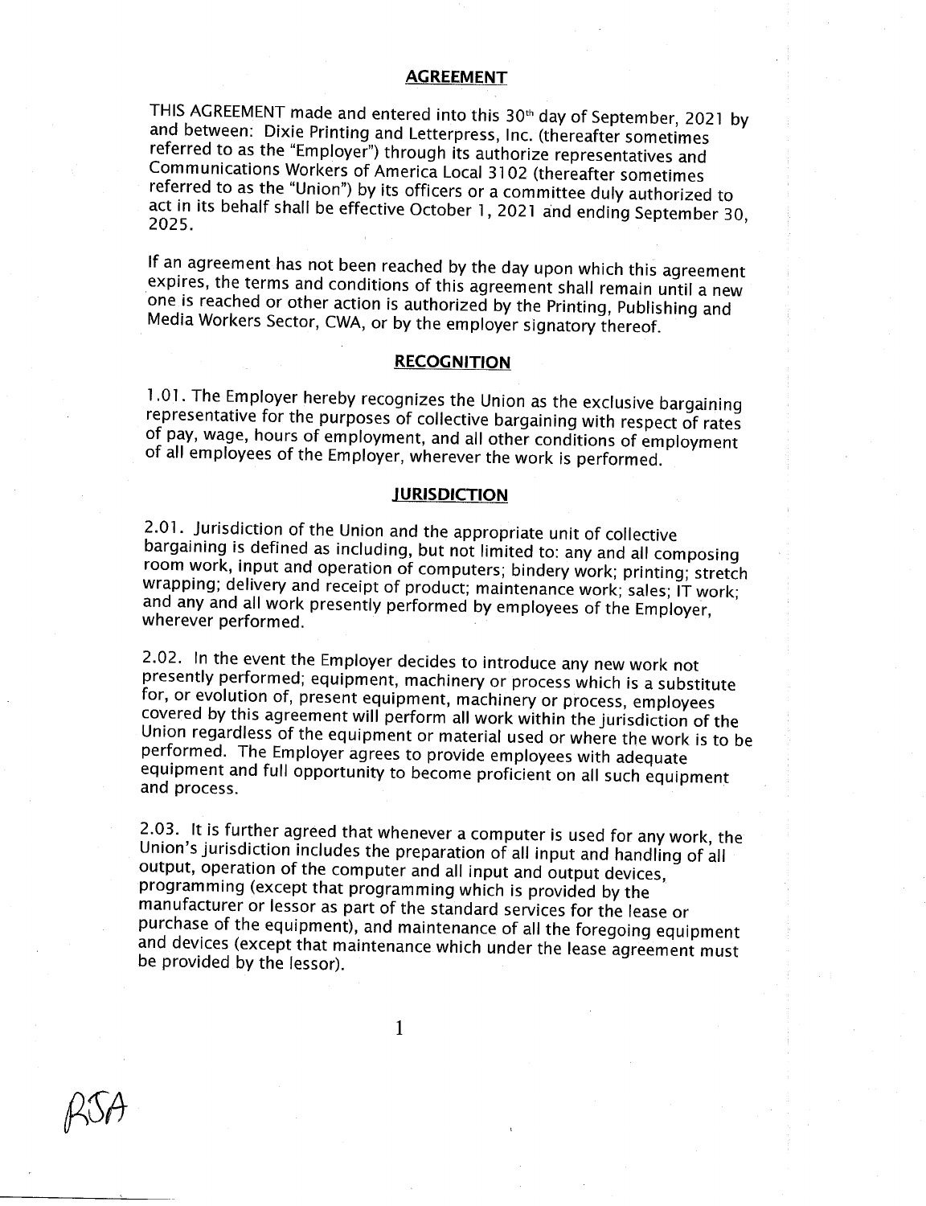## AGREEMENT

THIS AGREEMENT made and entered into this 30th day of September, 2021 by and between: Dixie Printing and Letterpress, Inc. (thereafter sometimes referred to as the "Employer") through its authorize representatives and Communications Workers of America Local 3102 (thereafter sometimes referred to as the "Union") by its officers or a committee duly authorized to act in its behalf shall be effective October 1, 2021 and ending September 30, 2025.

If an agreement has not been reached by the day upon which this agreement expires, the terms and conditions of this agreement shall remain until a new one is reached or other action is authorized by the Printing, Publishing and Media Workers Sector, CWA, or by the employer signatory thereof.

## RECOGNITION

1.01. The Employer hereby recognizes the Union as the exclusive bargaining representative for the purposes of collective bargaining with respect of rates of pay, wage, hours of employment, and all other conditions of employment of all employees of the Employer, wherever the work is performed.

## JURISDICTION

2.01. Jurisdiction of the Union and the appropriate unit of collective bargaining is defined as including, but not limited to: any and all composing room work, input and operation of computers; bindery work; printing; stretch wrapping; delivery and receipt of product; maintenance work; sales; IT work; and any and all work presently performed by employees of the Employer, wherever performed.

2.02. In the event the Employer decides to introduce any new work not presently performed; equipment, machinery or process which is a substitute for, or evolution of, present equipment, machinery or process, employees covered by this agreement will perform all work within the jurisdiction of the Union regardless of the equipment or material used or where the work is to be performed. The Employer agrees to provide employees with adequate equipment and full opportunity to become proficient on all such equipment and process.

2.03. It is further agreed that whenever a computer is used for any work, the Union's jurisdiction includes the preparation of all input and handling of all output, operation of the computer and all input and output devices, programming (except that programming which is provided by the manufacturer or lessor as part of the standard services for the lease or purchase of the equipment), and maintenance of all the foregoing equipment and devices (except that maintenance which under the lease agreement must be provided by the lessor).

RSA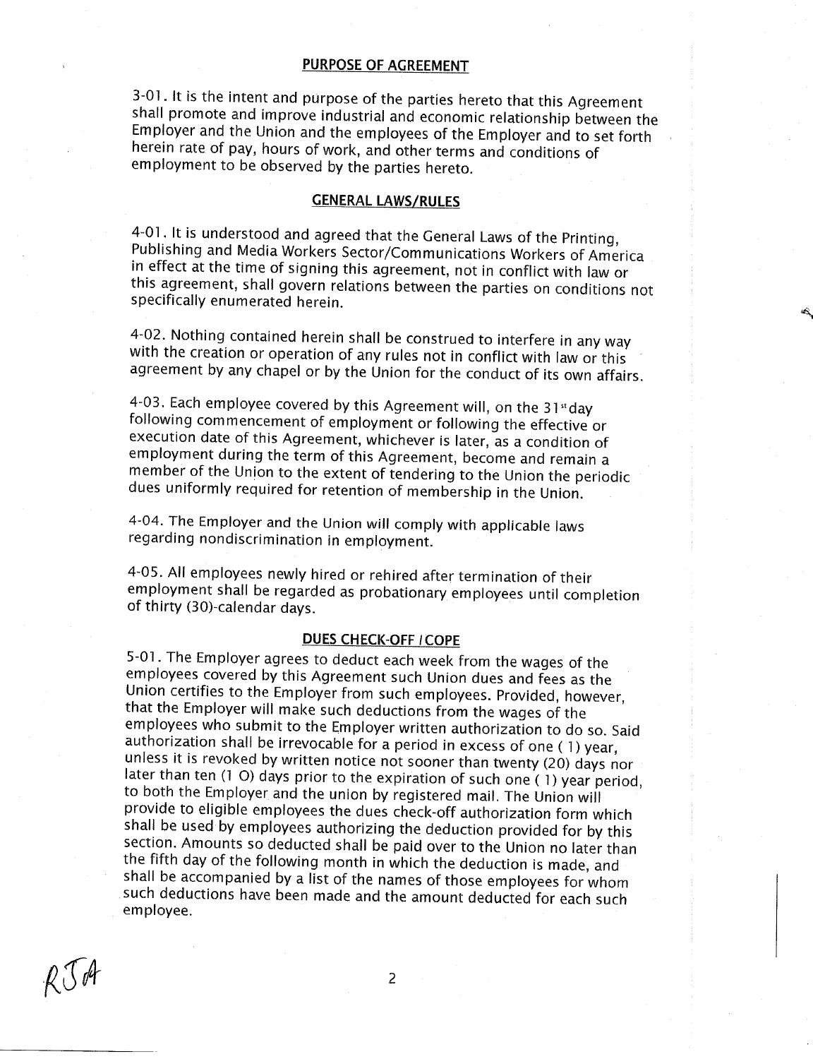## PURPOSE OF AGREEMENT

3-01. It is the intent and purpose of the parties hereto that this Agreement shall promote and improve industrial and economic relationship between the Employer and the Union and the employees of the Employer and to set forth herein rate of pay, hours of work, and other terms and conditions of employment to be observed by the parties hereto.

## GENERAL LAWS/RULES

4-01. It is understood and agreed that the General Laws of the Printing, Publishing and Media Workers Sector/Communications Workers of America in effect at the time of signing this agreement, not in conflict with law or this agreement, shall govern relations between the parties on conditions not specifically enumerated herein.

4-02. Nothing contained herein shall be construed to interfere in any way with the creation or operation of any rules not in conflict with law or this agreement by any chapel or by the Union for the conduct of its own affairs.

4-03. Each employee covered by this Agreement will, on the 31st day following commencement of employment or following the effective or execution date of this Agreement, whichever is later, as a condition of employment during the term of this Agreement, become and remain a member of the Union to the extent of tendering to the Union the periodic dues uniformly required for retention of membership in the Union.

4-04. The Employer and the Union will comply with applicable laws regarding nondiscrimination in employment.

4-05. All employees newly hired or rehired after termination of their employment shall be regarded as probationary employees until completion of thirty (30)-calendar days.

## DUES CHECK-OFF / COPE

5-01. The Employer agrees to deduct each week from the wages of the employees covered by this Agreement such Union dues and fees as the Union certifies to the Employer from such employees. Provided, however, that the Employer will make such deductions from the wages of the employees who submit to the Employer written authorization to do so. Said authorization shall be irrevocable for a period in excess of one ( 1) year, unless it is revoked by written notice not sooner than twenty (20) days nor later than ten (1 O) days prior to the expiration of such one ( 1) year period, to both the Employer and the union by registered mail. The Union will provide to eligible employees the dues check-off authorization form which shall be used by employees authorizing the deduction provided for by this section. Amounts so deducted shall be paid over to the Union no later than the fifth day of the following month in which the deduction is made, and shall be accompanied by a list of the names of those employees for whom such deductions have been made and the amount deducted for each such employee.

RJA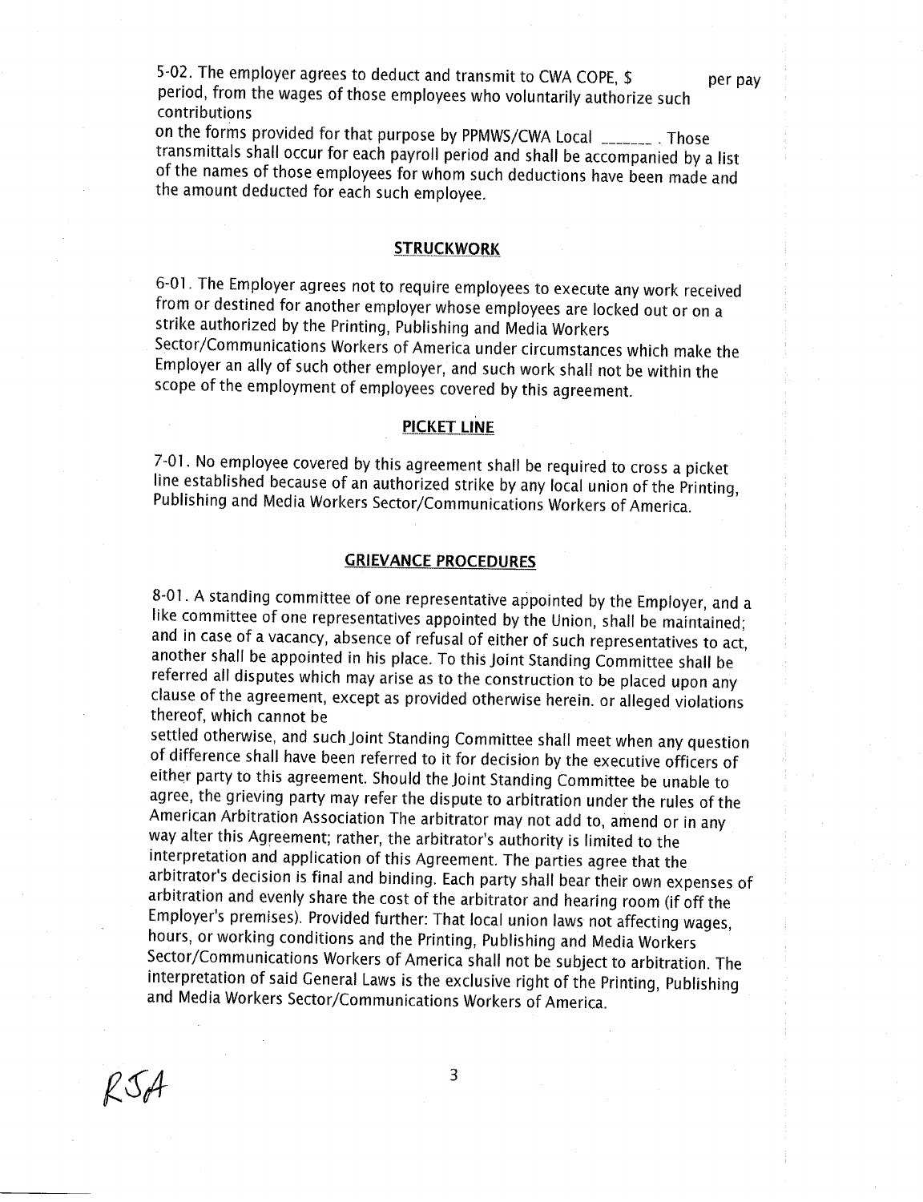5-02. The employer agrees to deduct and transmit to CWA COPE, $ per pay period, from the wages of those employees who voluntarily authorize such contributions
on the forms provided for that purpose by PPMWS/CWA Local _______ . Those transmittals shall occur for each payroll period and shall be accompanied by a list of the names of those employees for whom such deductions have been made and the amount deducted for each such employee.

## STRUCKWORK

6-01. The Employer agrees not to require employees to execute any work received from or destined for another employer whose employees are locked out or on a strike authorized by the Printing, Publishing and Media Workers Sector/Communications Workers of America under circumstances which make the Employer an ally of such other employer, and such work shall not be within the scope of the employment of employees covered by this agreement.

## PICKET LINE

7-01. No employee covered by this agreement shall be required to cross a picket line established because of an authorized strike by any local union of the Printing, Publishing and Media Workers Sector/Communications Workers of America.

## GRIEVANCE PROCEDURES

8-01. A standing committee of one representative appointed by the Employer, and a like committee of one representatives appointed by the Union, shall be maintained; and in case of a vacancy, absence of refusal of either of such representatives to act, another shall be appointed in his place. To this Joint Standing Committee shall be referred all disputes which may arise as to the construction to be placed upon any clause of the agreement, except as provided otherwise herein. or alleged violations thereof, which cannot be
settled otherwise, and such Joint Standing Committee shall meet when any question of difference shall have been referred to it for decision by the executive officers of either party to this agreement. Should the Joint Standing Committee be unable to agree, the grieving party may refer the dispute to arbitration under the rules of the American Arbitration Association The arbitrator may not add to, amend or in any way alter this Agreement; rather, the arbitrator's authority is limited to the interpretation and application of this Agreement. The parties agree that the arbitrator's decision is final and binding. Each party shall bear their own expenses of arbitration and evenly share the cost of the arbitrator and hearing room (if off the Employer's premises). Provided further: That local union laws not affecting wages, hours, or working conditions and the Printing, Publishing and Media Workers Sector/Communications Workers of America shall not be subject to arbitration. The interpretation of said General Laws is the exclusive right of the Printing, Publishing and Media Workers Sector/Communications Workers of America.

RJA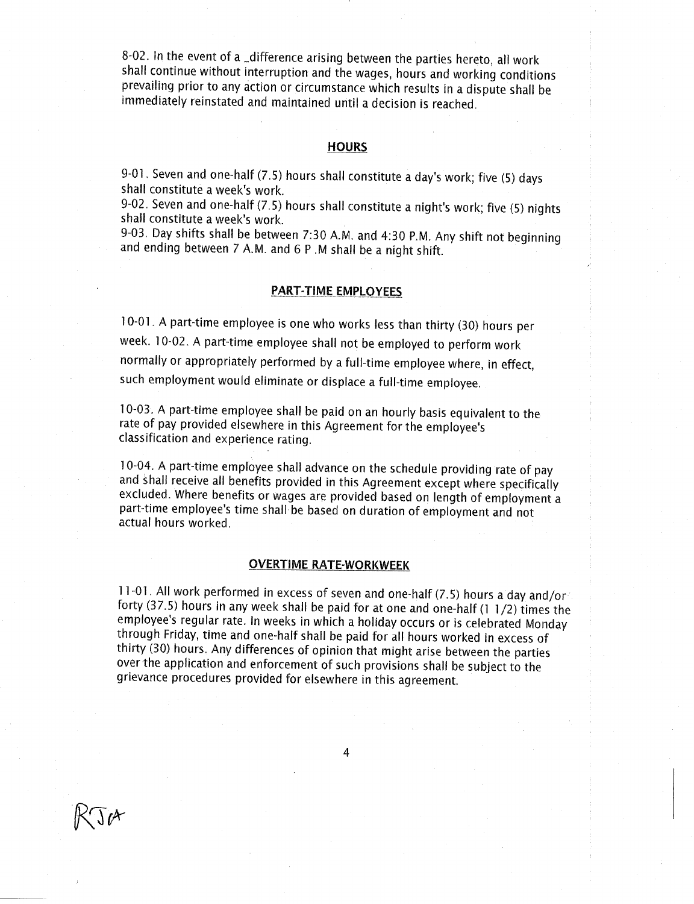8-02. In the event of a difference arising between the parties hereto, all work shall continue without interruption and the wages, hours and working conditions prevailing prior to any action or circumstance which results in a dispute shall be immediately reinstated and maintained until a decision is reached.

## HOURS

9-01. Seven and one-half (7.5) hours shall constitute a day's work; five (5) days shall constitute a week's work.
9-02. Seven and one-half (7.5) hours shall constitute a night's work; five (5) nights shall constitute a week's work.
9-03. Day shifts shall be between 7:30 A.M. and 4:30 P.M. Any shift not beginning and ending between 7 A.M. and 6 P .M shall be a night shift.

## PART-TIME EMPLOYEES

10-01. A part-time employee is one who works less than thirty (30) hours per week. 10-02. A part-time employee shall not be employed to perform work normally or appropriately performed by a full-time employee where, in effect, such employment would eliminate or displace a full-time employee.

10-03. A part-time employee shall be paid on an hourly basis equivalent to the rate of pay provided elsewhere in this Agreement for the employee's classification and experience rating.

10-04. A part-time employee shall advance on the schedule providing rate of pay and shall receive all benefits provided in this Agreement except where specifically excluded. Where benefits or wages are provided based on length of employment a part-time employee's time shall be based on duration of employment and not actual hours worked.

## OVERTIME RATE-WORKWEEK

11-01. All work performed in excess of seven and one-half (7.5) hours a day and/or forty (37.5) hours in any week shall be paid for at one and one-half (1 1/2) times the employee's regular rate. In weeks in which a holiday occurs or is celebrated Monday through Friday, time and one-half shall be paid for all hours worked in excess of thirty (30) hours. Any differences of opinion that might arise between the parties over the application and enforcement of such provisions shall be subject to the grievance procedures provided for elsewhere in this agreement.

RJA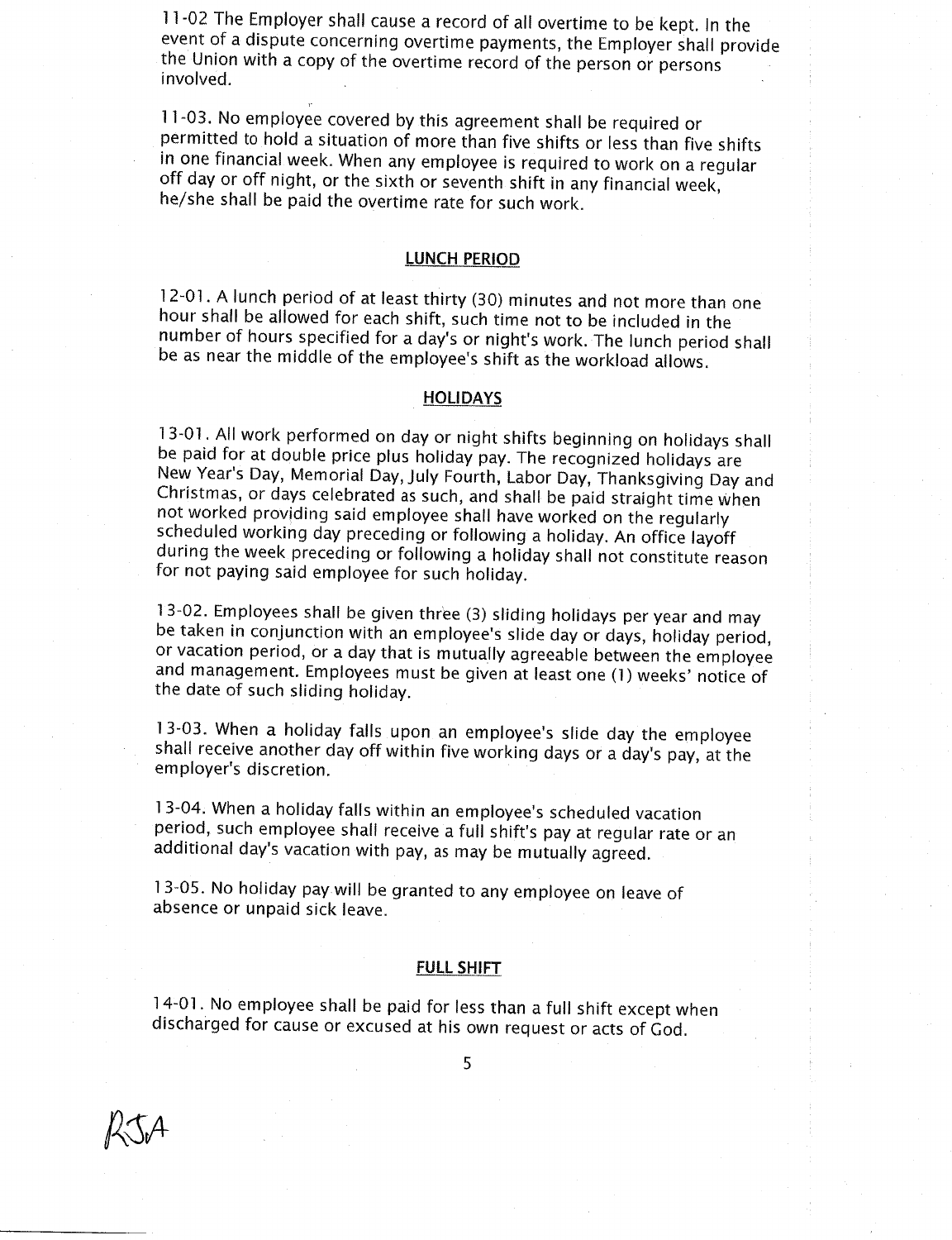11-02 The Employer shall cause a record of all overtime to be kept. In the event of a dispute concerning overtime payments, the Employer shall provide the Union with a copy of the overtime record of the person or persons involved.

11-03. No employee covered by this agreement shall be required or permitted to hold a situation of more than five shifts or less than five shifts in one financial week. When any employee is required to work on a regular off day or off night, or the sixth or seventh shift in any financial week, he/she shall be paid the overtime rate for such work.

## LUNCH PERIOD

12-01. A lunch period of at least thirty (30) minutes and not more than one hour shall be allowed for each shift, such time not to be included in the number of hours specified for a day's or night's work. The lunch period shall be as near the middle of the employee's shift as the workload allows.

## HOLIDAYS

13-01. All work performed on day or night shifts beginning on holidays shall be paid for at double price plus holiday pay. The recognized holidays are New Year's Day, Memorial Day, July Fourth, Labor Day, Thanksgiving Day and Christmas, or days celebrated as such, and shall be paid straight time when not worked providing said employee shall have worked on the regularly scheduled working day preceding or following a holiday. An office layoff during the week preceding or following a holiday shall not constitute reason for not paying said employee for such holiday.

13-02. Employees shall be given three (3) sliding holidays per year and may be taken in conjunction with an employee's slide day or days, holiday period, or vacation period, or a day that is mutually agreeable between the employee and management. Employees must be given at least one (1) weeks' notice of the date of such sliding holiday.

13-03. When a holiday falls upon an employee's slide day the employee shall receive another day off within five working days or a day's pay, at the employer's discretion.

13-04. When a holiday falls within an employee's scheduled vacation period, such employee shall receive a full shift's pay at regular rate or an additional day's vacation with pay, as may be mutually agreed.

13-05. No holiday pay will be granted to any employee on leave of absence or unpaid sick leave.

## FULL SHIFT

14-01. No employee shall be paid for less than a full shift except when discharged for cause or excused at his own request or acts of God.

RJA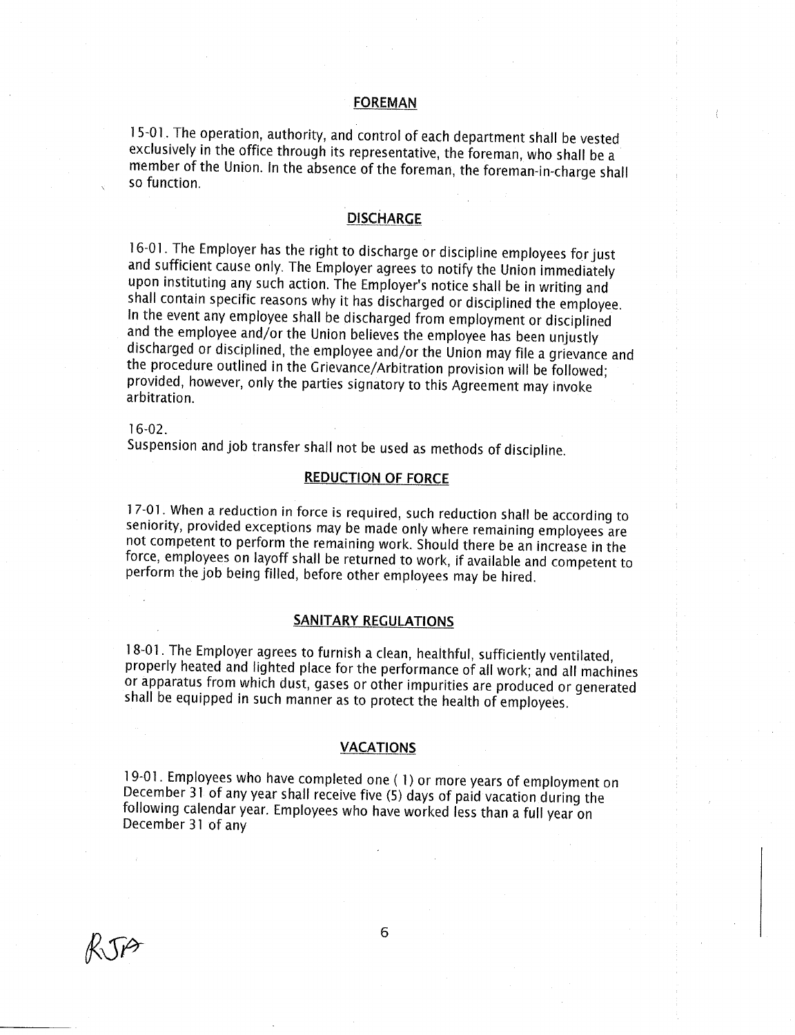## FOREMAN

15-01. The operation, authority, and control of each department shall be vested exclusively in the office through its representative, the foreman, who shall be a member of the Union. In the absence of the foreman, the foreman-in-charge shall so function.

## DISCHARGE

16-01. The Employer has the right to discharge or discipline employees for just and sufficient cause only. The Employer agrees to notify the Union immediately upon instituting any such action. The Employer's notice shall be in writing and shall contain specific reasons why it has discharged or disciplined the employee. In the event any employee shall be discharged from employment or disciplined and the employee and/or the Union believes the employee has been unjustly discharged or disciplined, the employee and/or the Union may file a grievance and the procedure outlined in the Grievance/Arbitration provision will be followed; provided, however, only the parties signatory to this Agreement may invoke arbitration.

16-02.
Suspension and job transfer shall not be used as methods of discipline.

## REDUCTION OF FORCE

17-01. When a reduction in force is required, such reduction shall be according to seniority, provided exceptions may be made only where remaining employees are not competent to perform the remaining work. Should there be an increase in the force, employees on layoff shall be returned to work, if available and competent to perform the job being filled, before other employees may be hired.

## SANITARY REGULATIONS

18-01. The Employer agrees to furnish a clean, healthful, sufficiently ventilated, properly heated and lighted place for the performance of all work; and all machines or apparatus from which dust, gases or other impurities are produced or generated shall be equipped in such manner as to protect the health of employees.

## VACATIONS

19-01. Employees who have completed one ( 1) or more years of employment on December 31 of any year shall receive five (5) days of paid vacation during the following calendar year. Employees who have worked less than a full year on December 31 of any

RJA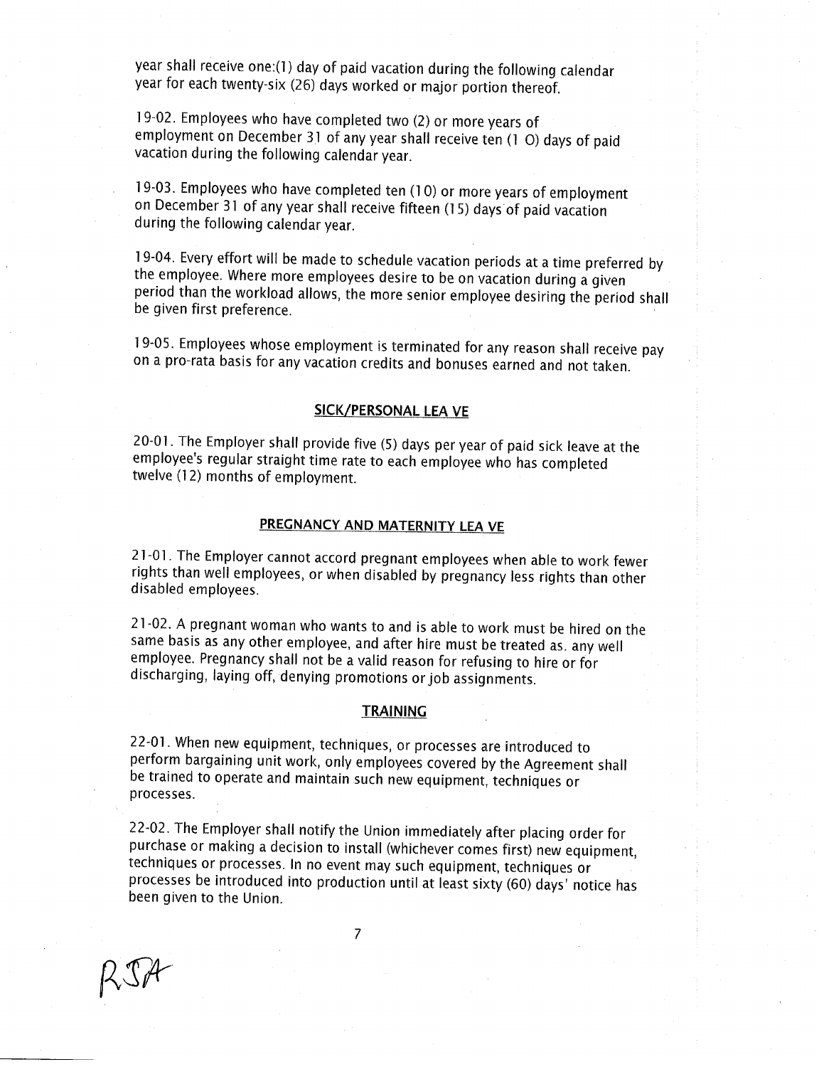year shall receive one:(1) day of paid vacation during the following calendar year for each twenty-six (26) days worked or major portion thereof.

19-02. Employees who have completed two (2) or more years of employment on December 31 of any year shall receive ten (1 O) days of paid vacation during the following calendar year.

19-03. Employees who have completed ten (1 0) or more years of employment on December 31 of any year shall receive fifteen (1 5) days of paid vacation during the following calendar year.

19-04. Every effort will be made to schedule vacation periods at a time preferred by the employee. Where more employees desire to be on vacation during a given period than the workload allows, the more senior employee desiring the period shall be given first preference.

19-05. Employees whose employment is terminated for any reason shall receive pay on a pro-rata basis for any vacation credits and bonuses earned and not taken.

## SICK/PERSONAL LEA VE

20-01. The Employer shall provide five (5) days per year of paid sick leave at the employee's regular straight time rate to each employee who has completed twelve (12) months of employment.

## PREGNANCY AND MATERNITY LEA VE

21-01. The Employer cannot accord pregnant employees when able to work fewer rights than well employees, or when disabled by pregnancy less rights than other disabled employees.

21-02. A pregnant woman who wants to and is able to work must be hired on the same basis as any other employee, and after hire must be treated as. any well employee. Pregnancy shall not be a valid reason for refusing to hire or for discharging, laying off, denying promotions or job assignments.

## TRAINING

22-01. When new equipment, techniques, or processes are introduced to perform bargaining unit work, only employees covered by the Agreement shall be trained to operate and maintain such new equipment, techniques or processes.

22-02. The Employer shall notify the Union immediately after placing order for purchase or making a decision to install (whichever comes first) new equipment, techniques or processes. In no event may such equipment, techniques or processes be introduced into production until at least sixty (60) days' notice has been given to the Union.

RJA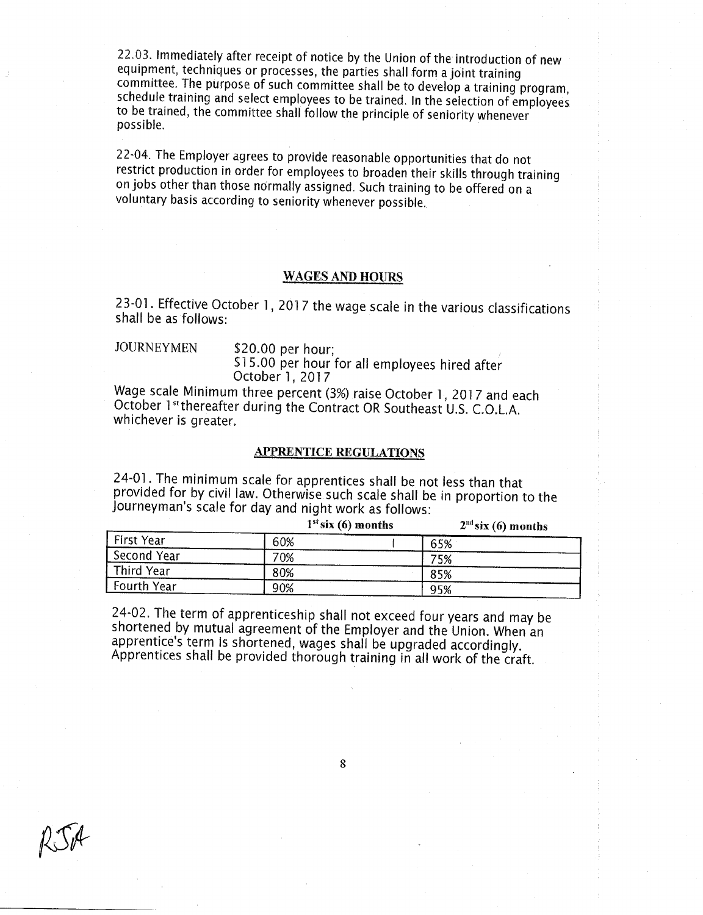22.03. Immediately after receipt of notice by the Union of the introduction of new equipment, techniques or processes, the parties shall form a joint training committee. The purpose of such committee shall be to develop a training program, schedule training and select employees to be trained. In the selection of employees to be trained, the committee shall follow the principle of seniority whenever possible.

22-04. The Employer agrees to provide reasonable opportunities that do not restrict production in order for employees to broaden their skills through training on jobs other than those normally assigned. Such training to be offered on a voluntary basis according to seniority whenever possible.

## WAGES AND HOURS

23-01. Effective October 1, 2017 the wage scale in the various classifications shall be as follows:

JOURNEYMEN $20.00 per hour;
$15.00 per hour for all employees hired after October 1, 2017

Wage scale Minimum three percent (3%) raise October 1, 2017 and each October 1st thereafter during the Contract OR Southeast U.S. C.O.L.A. whichever is greater.

## APPRENTICE REGULATIONS

24-01. The minimum scale for apprentices shall be not less than that provided for by civil law. Otherwise such scale shall be in proportion to the Journeyman's scale for day and night work as follows:

| | 1st six (6) months | 2nd six (6) months |
|---|---|---|
| First Year | 60% | 65% |
| Second Year | 70% | 75% |
| Third Year | 80% | 85% |
| Fourth Year | 90% | 95% |

24-02. The term of apprenticeship shall not exceed four years and may be shortened by mutual agreement of the Employer and the Union. When an apprentice's term is shortened, wages shall be upgraded accordingly. Apprentices shall be provided thorough training in all work of the craft.

RJA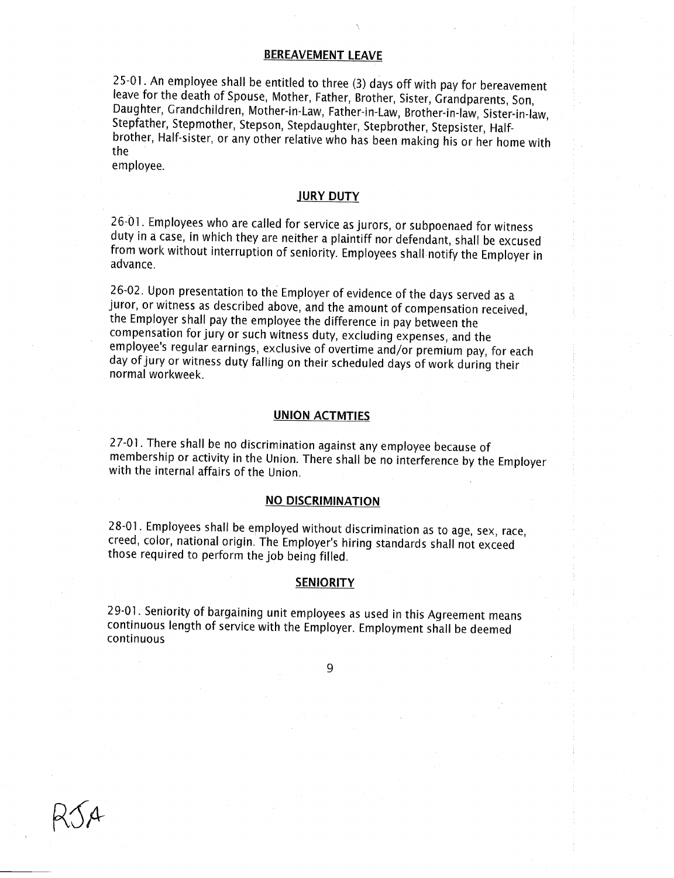## BEREAVEMENT LEAVE

25-01. An employee shall be entitled to three (3) days off with pay for bereavement leave for the death of Spouse, Mother, Father, Brother, Sister, Grandparents, Son, Daughter, Grandchildren, Mother-in-Law, Father-in-Law, Brother-in-law, Sister-in-law, Stepfather, Stepmother, Stepson, Stepdaughter, Stepbrother, Stepsister, Half-brother, Half-sister, or any other relative who has been making his or her home with the employee.

## JURY DUTY

26-01. Employees who are called for service as jurors, or subpoenaed for witness duty in a case, in which they are neither a plaintiff nor defendant, shall be excused from work without interruption of seniority. Employees shall notify the Employer in advance.

26-02. Upon presentation to the Employer of evidence of the days served as a juror, or witness as described above, and the amount of compensation received, the Employer shall pay the employee the difference in pay between the compensation for jury or such witness duty, excluding expenses, and the employee's regular earnings, exclusive of overtime and/or premium pay, for each day of jury or witness duty falling on their scheduled days of work during their normal workweek.

## UNION ACTMTIES

27-01. There shall be no discrimination against any employee because of membership or activity in the Union. There shall be no interference by the Employer with the internal affairs of the Union.

## NO DISCRIMINATION

28-01. Employees shall be employed without discrimination as to age, sex, race, creed, color, national origin. The Employer's hiring standards shall not exceed those required to perform the job being filled.

## SENIORITY

29-01. Seniority of bargaining unit employees as used in this Agreement means continuous length of service with the Employer. Employment shall be deemed continuous

RJA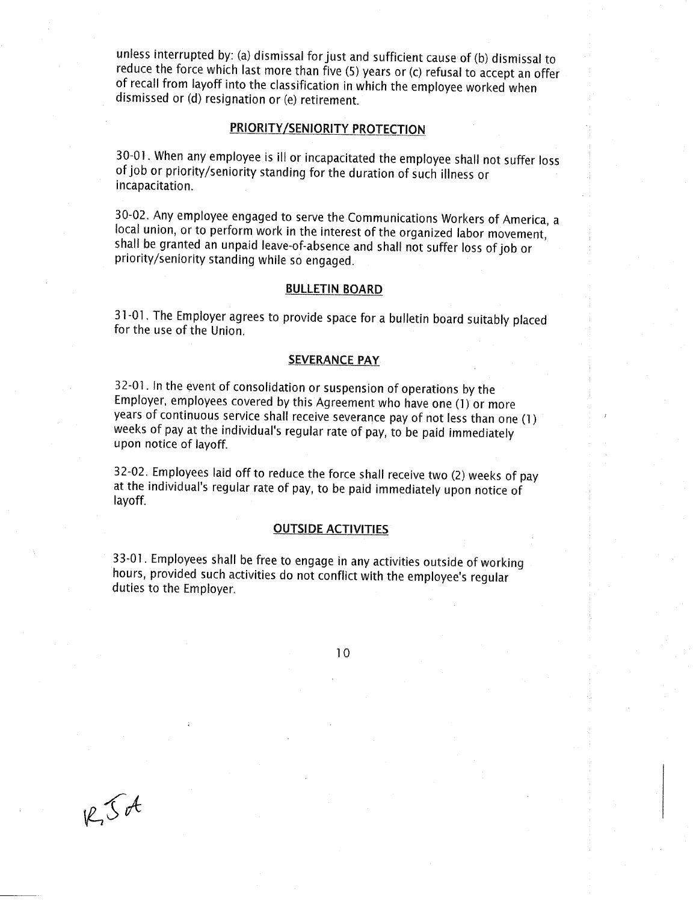unless interrupted by: (a) dismissal for just and sufficient cause of (b) dismissal to reduce the force which last more than five (5) years or (c) refusal to accept an offer of recall from layoff into the classification in which the employee worked when dismissed or (d) resignation or (e) retirement.

## PRIORITY/SENIORITY PROTECTION

30-01. When any employee is ill or incapacitated the employee shall not suffer loss of job or priority/seniority standing for the duration of such illness or incapacitation.

30-02. Any employee engaged to serve the Communications Workers of America, a local union, or to perform work in the interest of the organized labor movement, shall be granted an unpaid leave-of-absence and shall not suffer loss of job or priority/seniority standing while so engaged.

## BULLETIN BOARD

31-01. The Employer agrees to provide space for a bulletin board suitably placed for the use of the Union.

## SEVERANCE PAY

32-01. In the event of consolidation or suspension of operations by the Employer, employees covered by this Agreement who have one (1) or more years of continuous service shall receive severance pay of not less than one (1) weeks of pay at the individual's regular rate of pay, to be paid immediately upon notice of layoff.

32-02. Employees laid off to reduce the force shall receive two (2) weeks of pay at the individual's regular rate of pay, to be paid immediately upon notice of layoff.

## OUTSIDE ACTIVITIES

33-01. Employees shall be free to engage in any activities outside of working hours, provided such activities do not conflict with the employee's regular duties to the Employer.

R, J A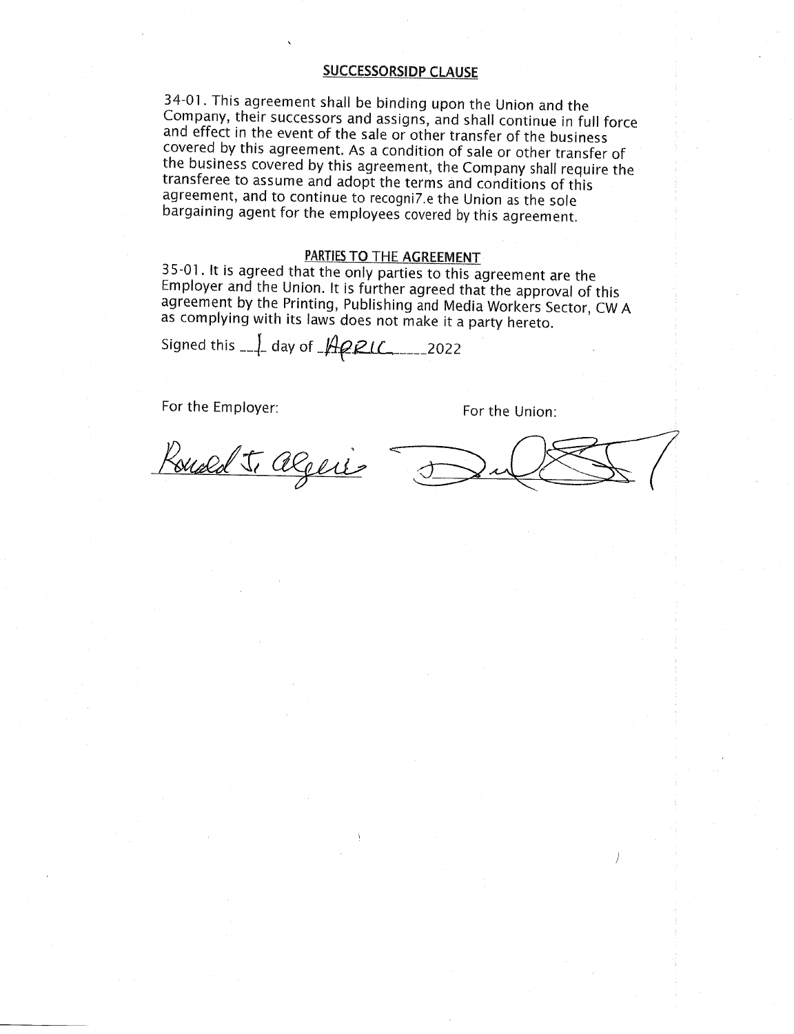## SUCCESSORSIDP CLAUSE

34-01. This agreement shall be binding upon the Union and the Company, their successors and assigns, and shall continue in full force and effect in the event of the sale or other transfer of the business covered by this agreement. As a condition of sale or other transfer of the business covered by this agreement, the Company shall require the transferee to assume and adopt the terms and conditions of this agreement, and to continue to recogni7.e the Union as the sole bargaining agent for the employees covered by this agreement.

## PARTIES TO THE AGREEMENT

35-01. It is agreed that the only parties to this agreement are the Employer and the Union. It is further agreed that the approval of this agreement by the Printing, Publishing and Media Workers Sector, CW A as complying with its laws does not make it a party hereto.

Signed this 1 day of APRIL 2022

For the Employer: Ronald J. Algeri

For the Union: